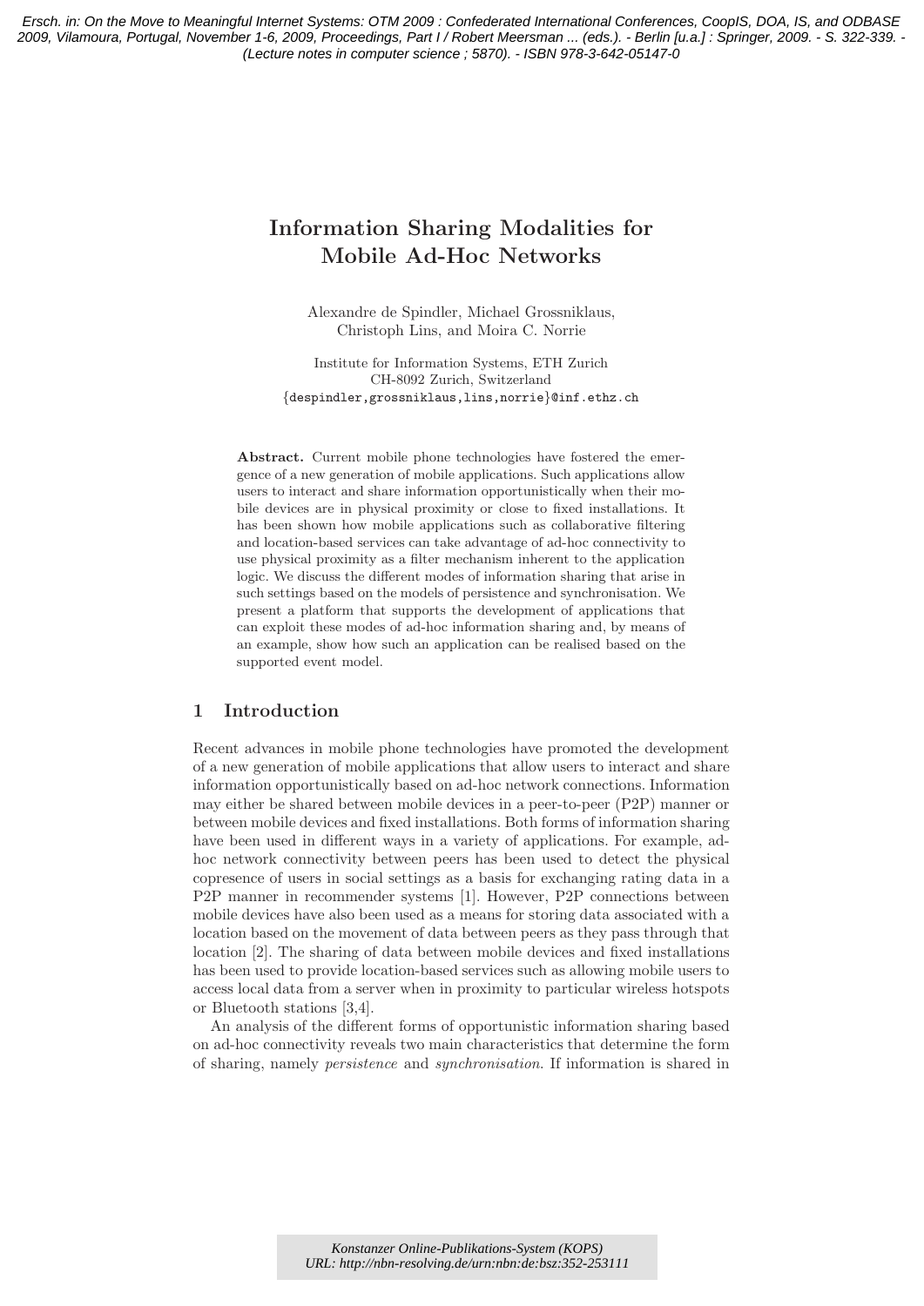Ersch. in: On the Move to Meaningful Internet Systems: OTM 2009 : Confederated International Conferences, CoopIS, DOA, IS, and ODBASE 2009, Vilamoura, Portugal, November 1-6, 2009, Proceedings, Part I / Robert Meersman ... (eds.). - Berlin [u.a.] : Springer, 2009. - S. 322-339. - (Lecture notes in computer science ; 5870). - ISBN 978-3-642-05147-0

# Information Sharing Modalities for Mobile Ad-Hoc Networks

Alexandre de Spindler, Michael Grossniklaus, Christoph Lins, and Moira C. Norrie

Institute for Information Systems, ETH Zurich
CH-8092 Zurich, Switzerland
{despindler,grossniklaus,lins,norrie}@inf.ethz.ch

**Abstract.** Current mobile phone technologies have fostered the emergence of a new generation of mobile applications. Such applications allow users to interact and share information opportunistically when their mobile devices are in physical proximity or close to fixed installations. It has been shown how mobile applications such as collaborative filtering and location-based services can take advantage of ad-hoc connectivity to use physical proximity as a filter mechanism inherent to the application logic. We discuss the different modes of information sharing that arise in such settings based on the models of persistence and synchronisation. We present a platform that supports the development of applications that can exploit these modes of ad-hoc information sharing and, by means of an example, show how such an application can be realised based on the supported event model.

## 1 Introduction

Recent advances in mobile phone technologies have promoted the development of a new generation of mobile applications that allow users to interact and share information opportunistically based on ad-hoc network connections. Information may either be shared between mobile devices in a peer-to-peer (P2P) manner or between mobile devices and fixed installations. Both forms of information sharing have been used in different ways in a variety of applications. For example, ad-hoc network connectivity between peers has been used to detect the physical copresence of users in social settings as a basis for exchanging rating data in a P2P manner in recommender systems [1]. However, P2P connections between mobile devices have also been used as a means for storing data associated with a location based on the movement of data between peers as they pass through that location [2]. The sharing of data between mobile devices and fixed installations has been used to provide location-based services such as allowing mobile users to access local data from a server when in proximity to particular wireless hotspots or Bluetooth stations [3,4].

An analysis of the different forms of opportunistic information sharing based on ad-hoc connectivity reveals two main characteristics that determine the form of sharing, namely *persistence* and *synchronisation*. If information is shared in

Konstanzer Online-Publikations-System (KOPS)
URL: http://nbn-resolving.de/urn:nbn:de:bsz:352-253111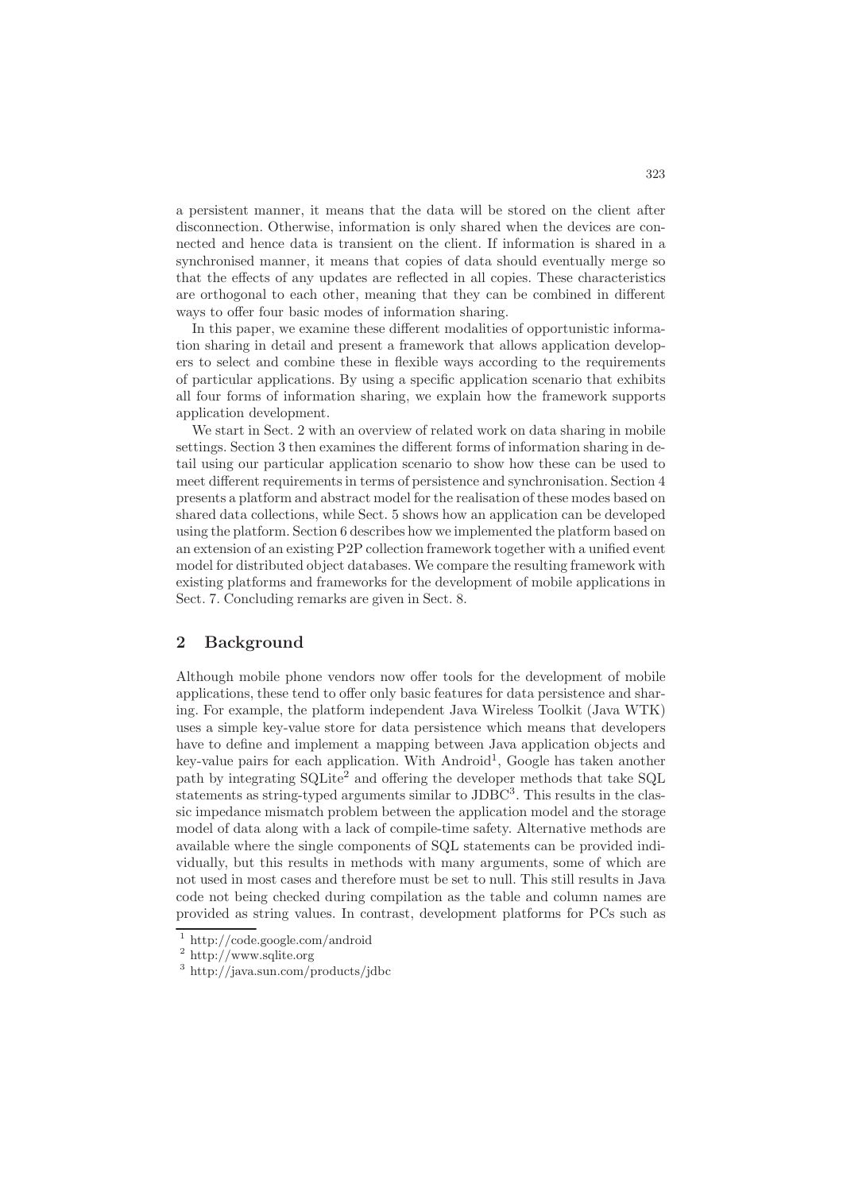a persistent manner, it means that the data will be stored on the client after disconnection. Otherwise, information is only shared when the devices are connected and hence data is transient on the client. If information is shared in a synchronised manner, it means that copies of data should eventually merge so that the effects of any updates are reflected in all copies. These characteristics are orthogonal to each other, meaning that they can be combined in different ways to offer four basic modes of information sharing.

In this paper, we examine these different modalities of opportunistic information sharing in detail and present a framework that allows application developers to select and combine these in flexible ways according to the requirements of particular applications. By using a specific application scenario that exhibits all four forms of information sharing, we explain how the framework supports application development.

We start in Sect. 2 with an overview of related work on data sharing in mobile settings. Section 3 then examines the different forms of information sharing in detail using our particular application scenario to show how these can be used to meet different requirements in terms of persistence and synchronisation. Section 4 presents a platform and abstract model for the realisation of these modes based on shared data collections, while Sect. 5 shows how an application can be developed using the platform. Section 6 describes how we implemented the platform based on an extension of an existing P2P collection framework together with a unified event model for distributed object databases. We compare the resulting framework with existing platforms and frameworks for the development of mobile applications in Sect. 7. Concluding remarks are given in Sect. 8.

## 2 Background

Although mobile phone vendors now offer tools for the development of mobile applications, these tend to offer only basic features for data persistence and sharing. For example, the platform independent Java Wireless Toolkit (Java WTK) uses a simple key-value store for data persistence which means that developers have to define and implement a mapping between Java application objects and key-value pairs for each application. With Android[1], Google has taken another path by integrating SQLite[2] and offering the developer methods that take SQL statements as string-typed arguments similar to JDBC[3]. This results in the classic impedance mismatch problem between the application model and the storage model of data along with a lack of compile-time safety. Alternative methods are available where the single components of SQL statements can be provided individually, but this results in methods with many arguments, some of which are not used in most cases and therefore must be set to null. This still results in Java code not being checked during compilation as the table and column names are provided as string values. In contrast, development platforms for PCs such as

[1] http://code.google.com/android

[2] http://www.sqlite.org

[3] http://java.sun.com/products/jdbc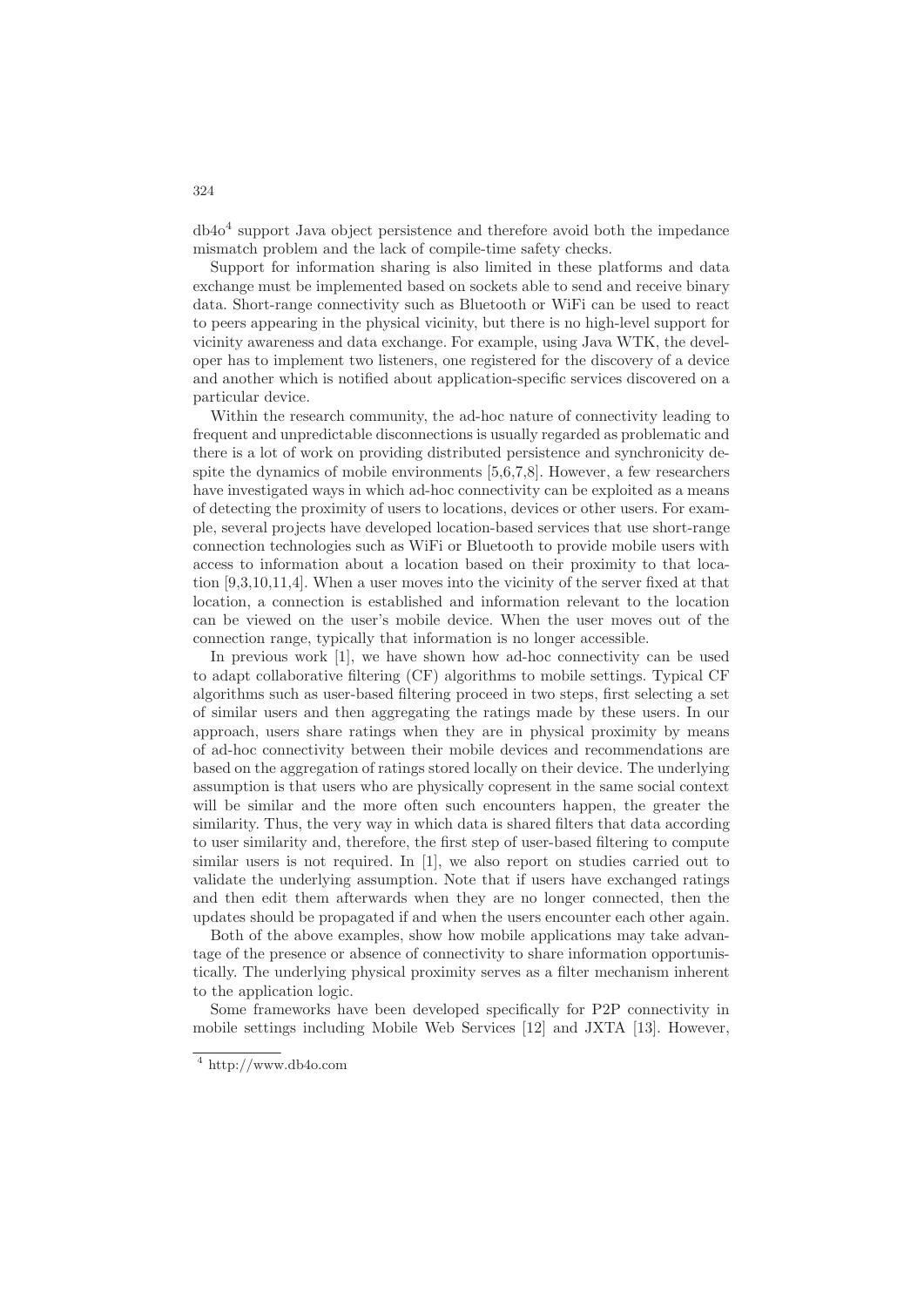db4o[4] support Java object persistence and therefore avoid both the impedance mismatch problem and the lack of compile-time safety checks.

Support for information sharing is also limited in these platforms and data exchange must be implemented based on sockets able to send and receive binary data. Short-range connectivity such as Bluetooth or WiFi can be used to react to peers appearing in the physical vicinity, but there is no high-level support for vicinity awareness and data exchange. For example, using Java WTK, the developer has to implement two listeners, one registered for the discovery of a device and another which is notified about application-specific services discovered on a particular device.

Within the research community, the ad-hoc nature of connectivity leading to frequent and unpredictable disconnections is usually regarded as problematic and there is a lot of work on providing distributed persistence and synchronicity despite the dynamics of mobile environments [5,6,7,8]. However, a few researchers have investigated ways in which ad-hoc connectivity can be exploited as a means of detecting the proximity of users to locations, devices or other users. For example, several projects have developed location-based services that use short-range connection technologies such as WiFi or Bluetooth to provide mobile users with access to information about a location based on their proximity to that location [9,3,10,11,4]. When a user moves into the vicinity of the server fixed at that location, a connection is established and information relevant to the location can be viewed on the user's mobile device. When the user moves out of the connection range, typically that information is no longer accessible.

In previous work [1], we have shown how ad-hoc connectivity can be used to adapt collaborative filtering (CF) algorithms to mobile settings. Typical CF algorithms such as user-based filtering proceed in two steps, first selecting a set of similar users and then aggregating the ratings made by these users. In our approach, users share ratings when they are in physical proximity by means of ad-hoc connectivity between their mobile devices and recommendations are based on the aggregation of ratings stored locally on their device. The underlying assumption is that users who are physically copresent in the same social context will be similar and the more often such encounters happen, the greater the similarity. Thus, the very way in which data is shared filters that data according to user similarity and, therefore, the first step of user-based filtering to compute similar users is not required. In [1], we also report on studies carried out to validate the underlying assumption. Note that if users have exchanged ratings and then edit them afterwards when they are no longer connected, then the updates should be propagated if and when the users encounter each other again.

Both of the above examples, show how mobile applications may take advantage of the presence or absence of connectivity to share information opportunistically. The underlying physical proximity serves as a filter mechanism inherent to the application logic.

Some frameworks have been developed specifically for P2P connectivity in mobile settings including Mobile Web Services [12] and JXTA [13]. However,

[4] http://www.db4o.com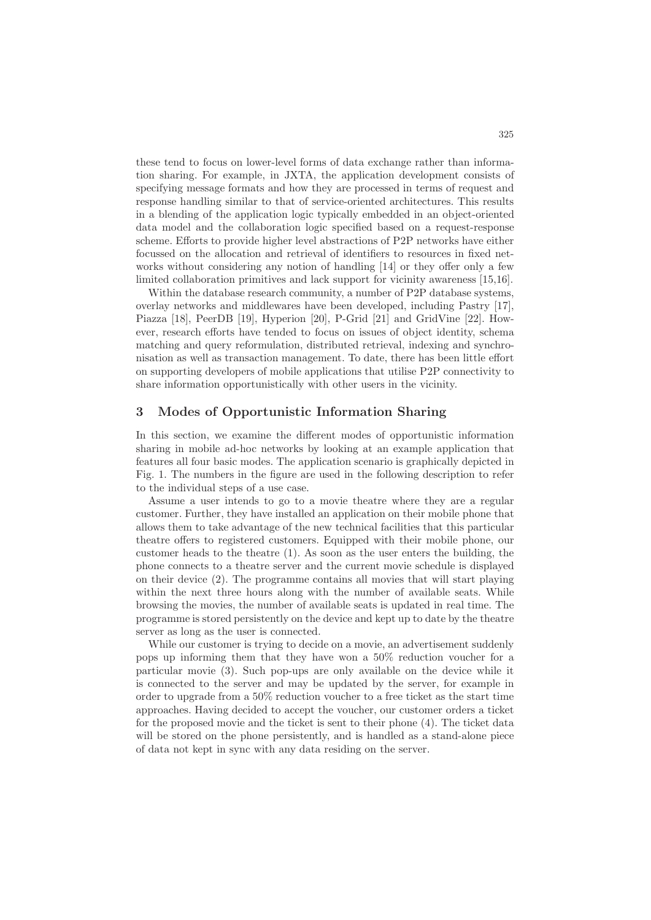these tend to focus on lower-level forms of data exchange rather than information sharing. For example, in JXTA, the application development consists of specifying message formats and how they are processed in terms of request and response handling similar to that of service-oriented architectures. This results in a blending of the application logic typically embedded in an object-oriented data model and the collaboration logic specified based on a request-response scheme. Efforts to provide higher level abstractions of P2P networks have either focussed on the allocation and retrieval of identifiers to resources in fixed networks without considering any notion of handling [14] or they offer only a few limited collaboration primitives and lack support for vicinity awareness [15,16].

Within the database research community, a number of P2P database systems, overlay networks and middlewares have been developed, including Pastry [17], Piazza [18], PeerDB [19], Hyperion [20], P-Grid [21] and GridVine [22]. However, research efforts have tended to focus on issues of object identity, schema matching and query reformulation, distributed retrieval, indexing and synchronisation as well as transaction management. To date, there has been little effort on supporting developers of mobile applications that utilise P2P connectivity to share information opportunistically with other users in the vicinity.

## 3 Modes of Opportunistic Information Sharing

In this section, we examine the different modes of opportunistic information sharing in mobile ad-hoc networks by looking at an example application that features all four basic modes. The application scenario is graphically depicted in Fig. 1. The numbers in the figure are used in the following description to refer to the individual steps of a use case.

Assume a user intends to go to a movie theatre where they are a regular customer. Further, they have installed an application on their mobile phone that allows them to take advantage of the new technical facilities that this particular theatre offers to registered customers. Equipped with their mobile phone, our customer heads to the theatre (1). As soon as the user enters the building, the phone connects to a theatre server and the current movie schedule is displayed on their device (2). The programme contains all movies that will start playing within the next three hours along with the number of available seats. While browsing the movies, the number of available seats is updated in real time. The programme is stored persistently on the device and kept up to date by the theatre server as long as the user is connected.

While our customer is trying to decide on a movie, an advertisement suddenly pops up informing them that they have won a 50% reduction voucher for a particular movie (3). Such pop-ups are only available on the device while it is connected to the server and may be updated by the server, for example in order to upgrade from a 50% reduction voucher to a free ticket as the start time approaches. Having decided to accept the voucher, our customer orders a ticket for the proposed movie and the ticket is sent to their phone (4). The ticket data will be stored on the phone persistently, and is handled as a stand-alone piece of data not kept in sync with any data residing on the server.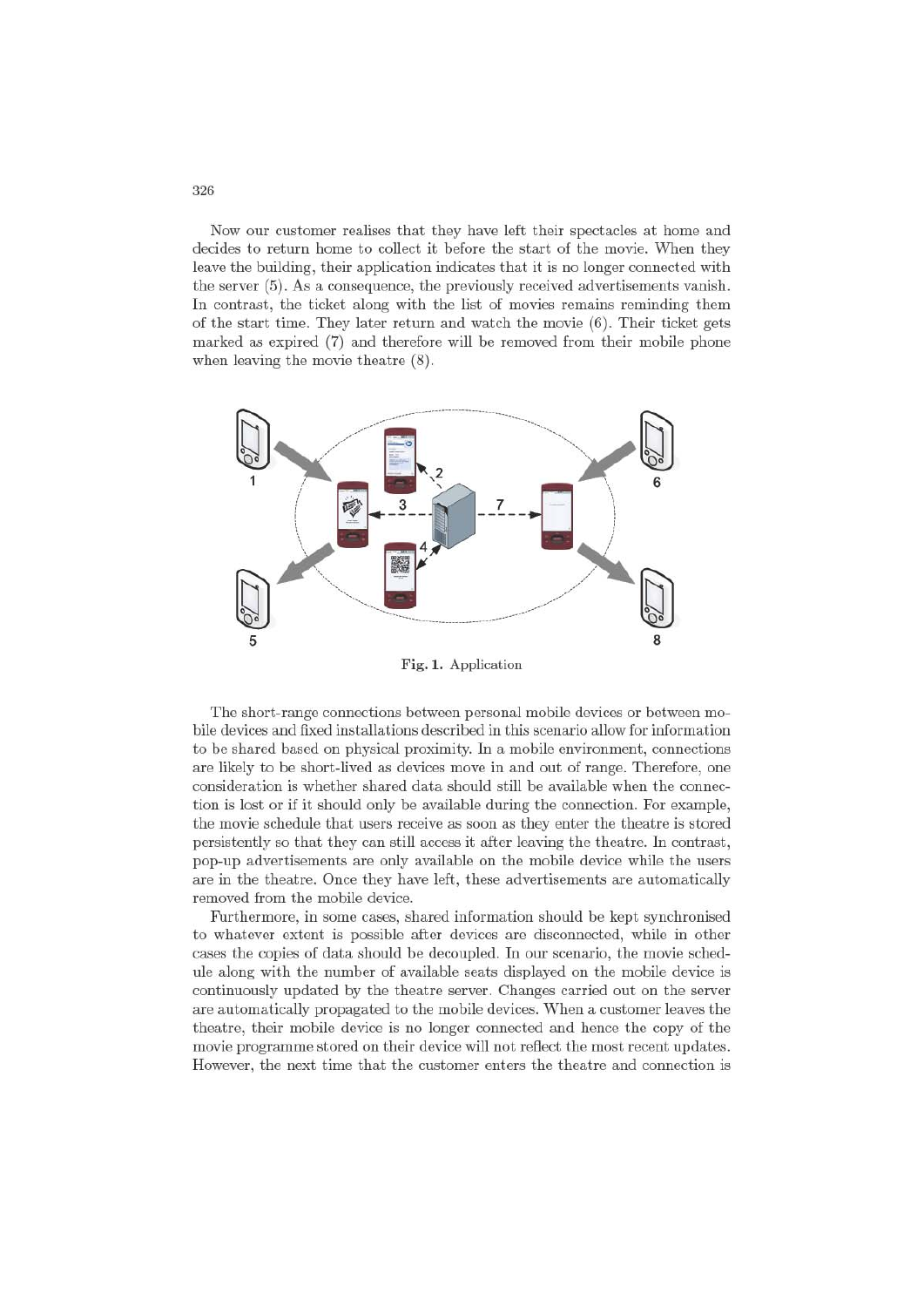Now our customer realises that they have left their spectacles at home and decides to return home to collect it before the start of the movie. When they leave the building, their application indicates that it is no longer connected with the server (5). As a consequence, the previously received advertisements vanish. In contrast, the ticket along with the list of movies remains reminding them of the start time. They later return and watch the movie (6). Their ticket gets marked as expired (7) and therefore will be removed from their mobile phone when leaving the movie theatre (8).

1
2
3
4
5
6
7
8

**Fig. 1.** Application

The short-range connections between personal mobile devices or between mobile devices and fixed installations described in this scenario allow for information to be shared based on physical proximity. In a mobile environment, connections are likely to be short-lived as devices move in and out of range. Therefore, one consideration is whether shared data should still be available when the connection is lost or if it should only be available during the connection. For example, the movie schedule that users receive as soon as they enter the theatre is stored persistently so that they can still access it after leaving the theatre. In contrast, pop-up advertisements are only available on the mobile device while the users are in the theatre. Once they have left, these advertisements are automatically removed from the mobile device.

Furthermore, in some cases, shared information should be kept synchronised to whatever extent is possible after devices are disconnected, while in other cases the copies of data should be decoupled. In our scenario, the movie schedule along with the number of available seats displayed on the mobile device is continuously updated by the theatre server. Changes carried out on the server are automatically propagated to the mobile devices. When a customer leaves the theatre, their mobile device is no longer connected and hence the copy of the movie programme stored on their device will not reflect the most recent updates. However, the next time that the customer enters the theatre and connection is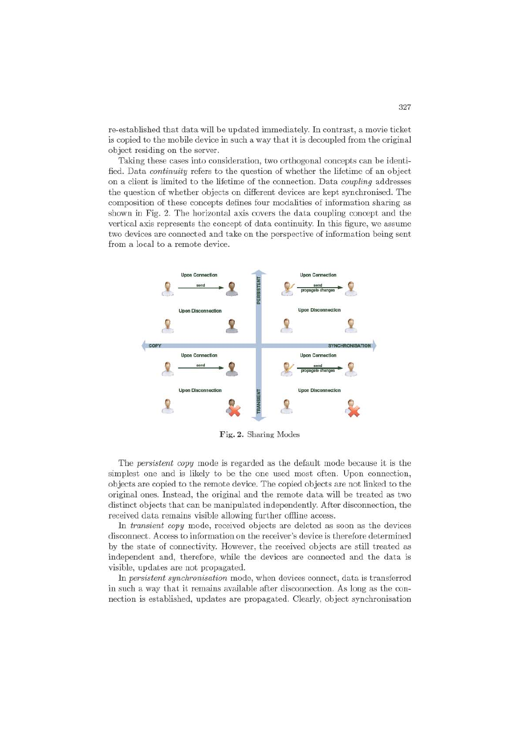re-established that data will be updated immediately. In contrast, a movie ticket is copied to the mobile device in such a way that it is decoupled from the original object residing on the server.

Taking these cases into consideration, two orthogonal concepts can be identified. Data *continuity* refers to the question of whether the lifetime of an object on a client is limited to the lifetime of the connection. Data *coupling* addresses the question of whether objects on different devices are kept synchronised. The composition of these concepts defines four modalities of information sharing as shown in Fig. 2. The horizontal axis covers the data coupling concept and the vertical axis represents the concept of data continuity. In this figure, we assume two devices are connected and take on the perspective of information being sent from a local to a remote device.

**Fig. 2.** Sharing Modes

The *persistent copy* mode is regarded as the default mode because it is the simplest one and is likely to be the one used most often. Upon connection, objects are copied to the remote device. The copied objects are not linked to the original ones. Instead, the original and the remote data will be treated as two distinct objects that can be manipulated independently. After disconnection, the received data remains visible allowing further offline access.

In *transient copy* mode, received objects are deleted as soon as the devices disconnect. Access to information on the receiver's device is therefore determined by the state of connectivity. However, the received objects are still treated as independent and, therefore, while the devices are connected and the data is visible, updates are not propagated.

In *persistent synchronisation* mode, when devices connect, data is transferred in such a way that it remains available after disconnection. As long as the connection is established, updates are propagated. Clearly, object synchronisation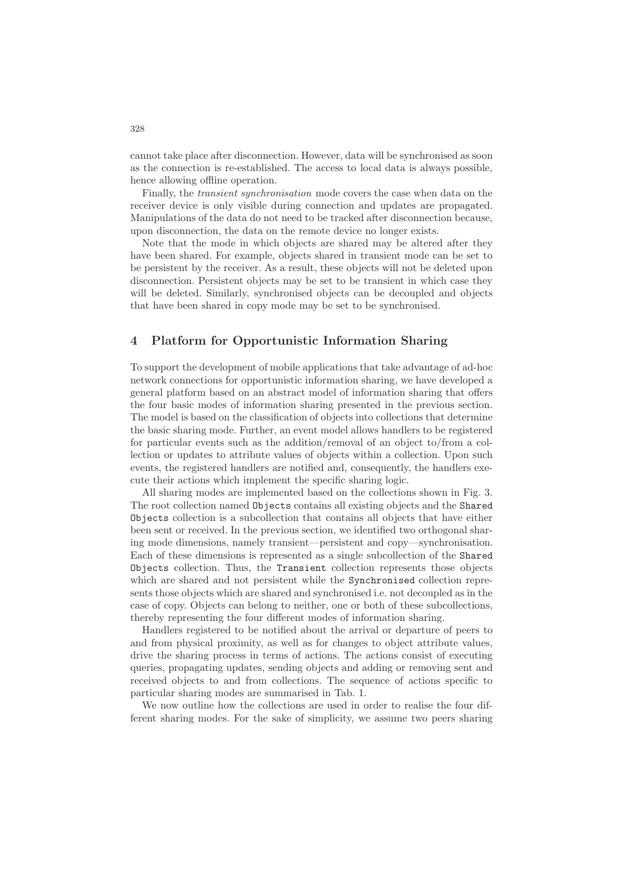cannot take place after disconnection. However, data will be synchronised as soon as the connection is re-established. The access to local data is always possible, hence allowing offline operation.

Finally, the *transient synchronisation* mode covers the case when data on the receiver device is only visible during connection and updates are propagated. Manipulations of the data do not need to be tracked after disconnection because, upon disconnection, the data on the remote device no longer exists.

Note that the mode in which objects are shared may be altered after they have been shared. For example, objects shared in transient mode can be set to be persistent by the receiver. As a result, these objects will not be deleted upon disconnection. Persistent objects may be set to be transient in which case they will be deleted. Similarly, synchronised objects can be decoupled and objects that have been shared in copy mode may be set to be synchronised.

## 4 Platform for Opportunistic Information Sharing

To support the development of mobile applications that take advantage of ad-hoc network connections for opportunistic information sharing, we have developed a general platform based on an abstract model of information sharing that offers the four basic modes of information sharing presented in the previous section. The model is based on the classification of objects into collections that determine the basic sharing mode. Further, an event model allows handlers to be registered for particular events such as the addition/removal of an object to/from a collection or updates to attribute values of objects within a collection. Upon such events, the registered handlers are notified and, consequently, the handlers execute their actions which implement the specific sharing logic.

All sharing modes are implemented based on the collections shown in Fig. 3. The root collection named `Objects` contains all existing objects and the `Shared Objects` collection is a subcollection that contains all objects that have either been sent or received. In the previous section, we identified two orthogonal sharing mode dimensions, namely transient—persistent and copy—synchronisation. Each of these dimensions is represented as a single subcollection of the `Shared Objects` collection. Thus, the `Transient` collection represents those objects which are shared and not persistent while the `Synchronised` collection represents those objects which are shared and synchronised i.e. not decoupled as in the case of copy. Objects can belong to neither, one or both of these subcollections, thereby representing the four different modes of information sharing.

Handlers registered to be notified about the arrival or departure of peers to and from physical proximity, as well as for changes to object attribute values, drive the sharing process in terms of actions. The actions consist of executing queries, propagating updates, sending objects and adding or removing sent and received objects to and from collections. The sequence of actions specific to particular sharing modes are summarised in Tab. 1.

We now outline how the collections are used in order to realise the four different sharing modes. For the sake of simplicity, we assume two peers sharing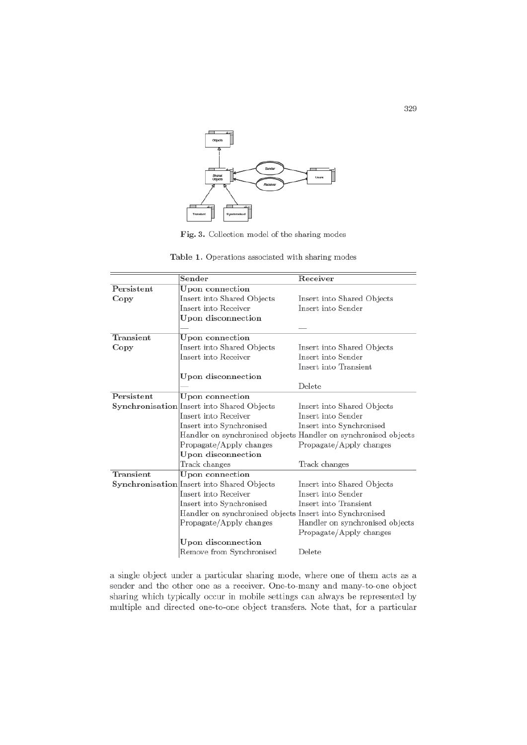**Fig. 3.** Collection model of the sharing modes

**Table 1.** Operations associated with sharing modes

| | Sender | Receiver |
|---|---|---|
| **Persistent Copy** | **Upon connection** | |
| | Insert into Shared Objects | Insert into Shared Objects |
| | Insert into Receiver | Insert into Sender |
| | **Upon disconnection** | |
| | — | — |
| **Transient Copy** | **Upon connection** | |
| | Insert into Shared Objects | Insert into Shared Objects |
| | Insert into Receiver | Insert into Sender |
| | | Insert into Transient |
| | **Upon disconnection** | |
| | — | Delete |
| **Persistent Synchronisation** | **Upon connection** | |
| | Insert into Shared Objects | Insert into Shared Objects |
| | Insert into Receiver | Insert into Sender |
| | Insert into Synchronised | Insert into Synchronised |
| | Handler on synchronised objects | Handler on synchronised objects |
| | Propagate/Apply changes | Propagate/Apply changes |
| | **Upon disconnection** | |
| | Track changes | Track changes |
| **Transient Synchronisation** | **Upon connection** | |
| | Insert into Shared Objects | Insert into Shared Objects |
| | Insert into Receiver | Insert into Sender |
| | Insert into Synchronised | Insert into Transient |
| | Handler on synchronised objects | Insert into Synchronised |
| | Propagate/Apply changes | Handler on synchronised objects |
| | | Propagate/Apply changes |
| | **Upon disconnection** | |
| | Remove from Synchronised | Delete |

a single object under a particular sharing mode, where one of them acts as a sender and the other one as a receiver. One-to-many and many-to-one object sharing which typically occur in mobile settings can always be represented by multiple and directed one-to-one object transfers. Note that, for a particular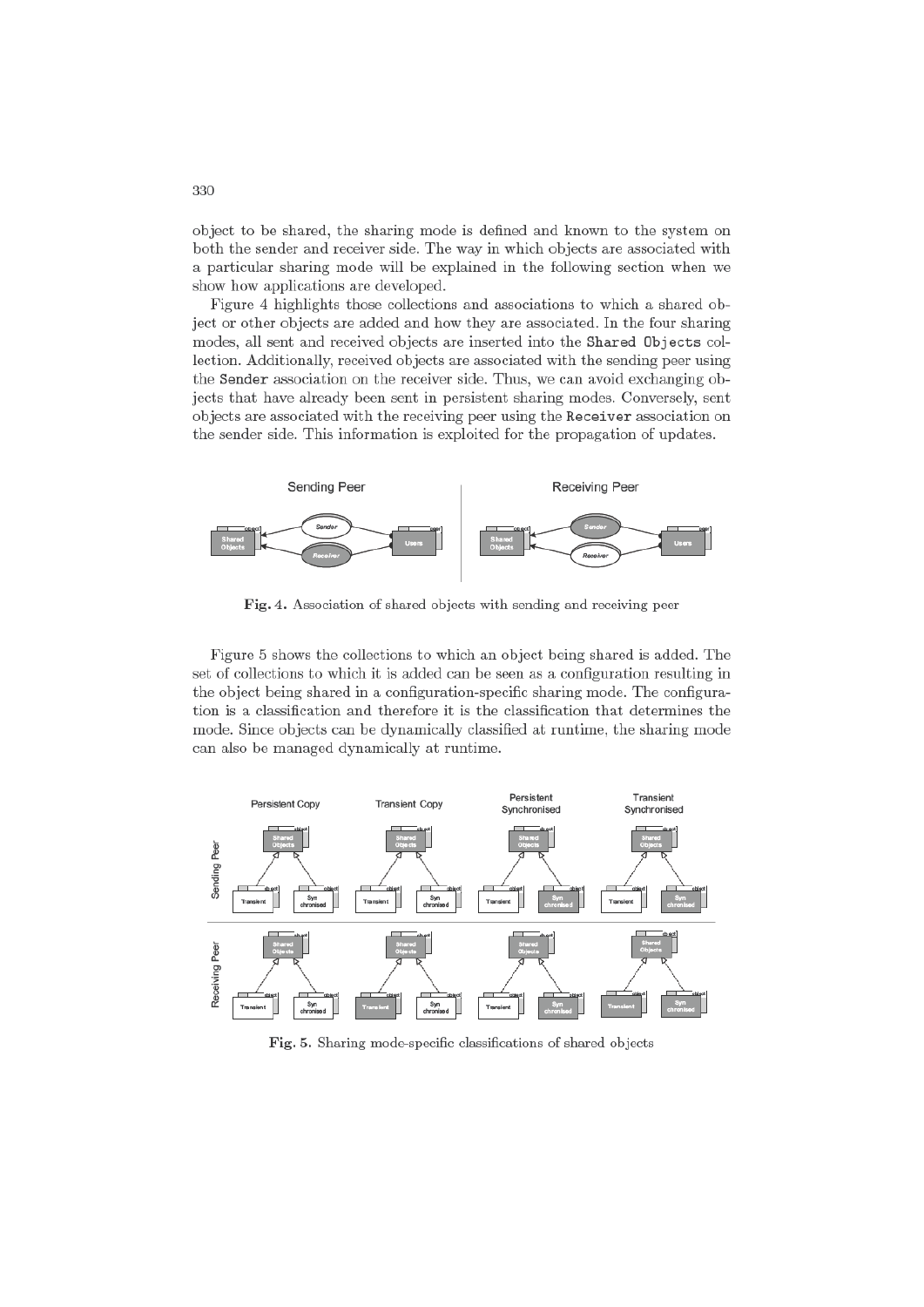object to be shared, the sharing mode is defined and known to the system on both the sender and receiver side. The way in which objects are associated with a particular sharing mode will be explained in the following section when we show how applications are developed.

Figure 4 highlights those collections and associations to which a shared object or other objects are added and how they are associated. In the four sharing modes, all sent and received objects are inserted into the `Shared Objects` collection. Additionally, received objects are associated with the sending peer using the `Sender` association on the receiver side. Thus, we can avoid exchanging objects that have already been sent in persistent sharing modes. Conversely, sent objects are associated with the receiving peer using the `Receiver` association on the sender side. This information is exploited for the propagation of updates.

**Fig. 4.** Association of shared objects with sending and receiving peer

Figure 5 shows the collections to which an object being shared is added. The set of collections to which it is added can be seen as a configuration resulting in the object being shared in a configuration-specific sharing mode. The configuration is a classification and therefore it is the classification that determines the mode. Since objects can be dynamically classified at runtime, the sharing mode can also be managed dynamically at runtime.

**Fig. 5.** Sharing mode-specific classifications of shared objects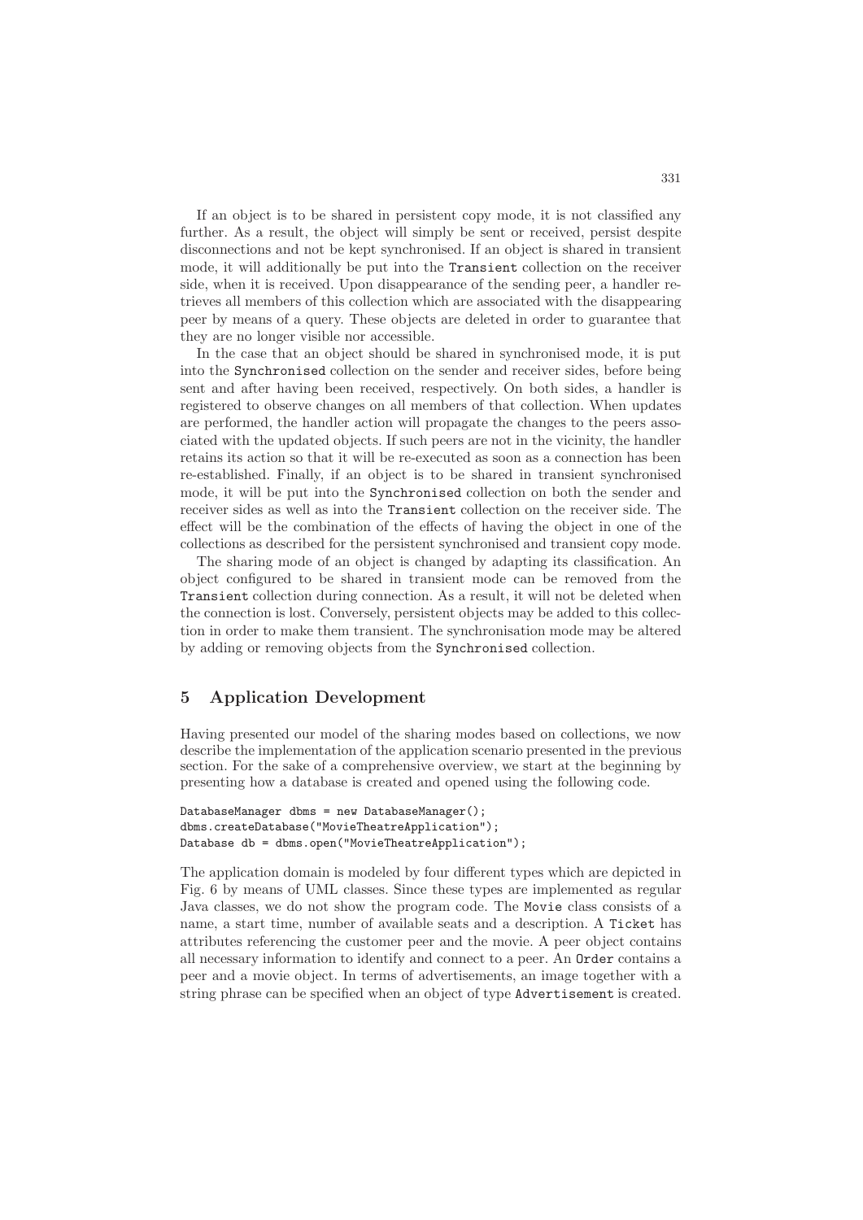If an object is to be shared in persistent copy mode, it is not classified any further. As a result, the object will simply be sent or received, persist despite disconnections and not be kept synchronised. If an object is shared in transient mode, it will additionally be put into the `Transient` collection on the receiver side, when it is received. Upon disappearance of the sending peer, a handler retrieves all members of this collection which are associated with the disappearing peer by means of a query. These objects are deleted in order to guarantee that they are no longer visible nor accessible.

In the case that an object should be shared in synchronised mode, it is put into the `Synchronised` collection on the sender and receiver sides, before being sent and after having been received, respectively. On both sides, a handler is registered to observe changes on all members of that collection. When updates are performed, the handler action will propagate the changes to the peers associated with the updated objects. If such peers are not in the vicinity, the handler retains its action so that it will be re-executed as soon as a connection has been re-established. Finally, if an object is to be shared in transient synchronised mode, it will be put into the `Synchronised` collection on both the sender and receiver sides as well as into the `Transient` collection on the receiver side. The effect will be the combination of the effects of having the object in one of the collections as described for the persistent synchronised and transient copy mode.

The sharing mode of an object is changed by adapting its classification. An object configured to be shared in transient mode can be removed from the `Transient` collection during connection. As a result, it will not be deleted when the connection is lost. Conversely, persistent objects may be added to this collection in order to make them transient. The synchronisation mode may be altered by adding or removing objects from the `Synchronised` collection.

## 5 Application Development

Having presented our model of the sharing modes based on collections, we now describe the implementation of the application scenario presented in the previous section. For the sake of a comprehensive overview, we start at the beginning by presenting how a database is created and opened using the following code.

```
DatabaseManager dbms = new DatabaseManager();
dbms.createDatabase("MovieTheatreApplication");
Database db = dbms.open("MovieTheatreApplication");
```

The application domain is modeled by four different types which are depicted in Fig. 6 by means of UML classes. Since these types are implemented as regular Java classes, we do not show the program code. The `Movie` class consists of a name, a start time, number of available seats and a description. A `Ticket` has attributes referencing the customer peer and the movie. A peer object contains all necessary information to identify and connect to a peer. An `Order` contains a peer and a movie object. In terms of advertisements, an image together with a string phrase can be specified when an object of type `Advertisement` is created.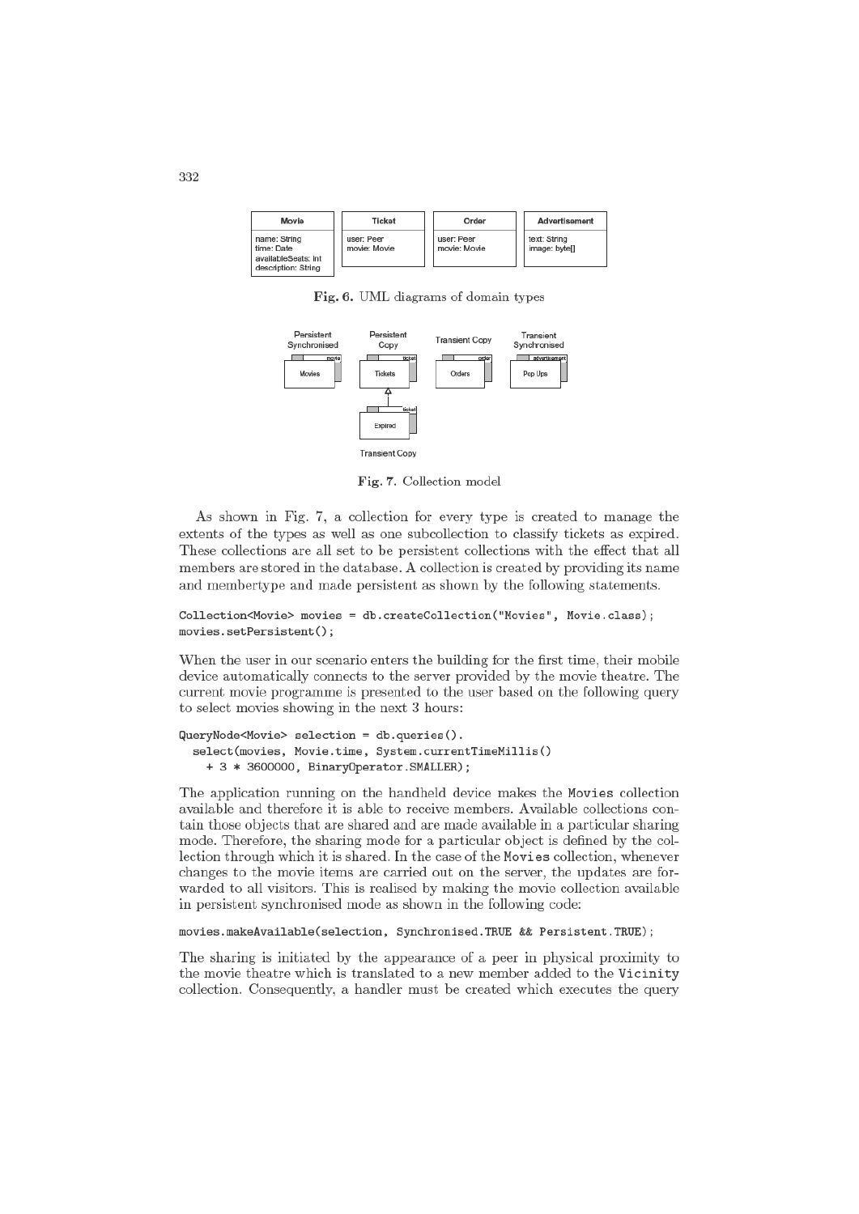| Movie | Ticket | Order | Advertisement |
| --- | --- | --- | --- |
| name: String<br>time: Date<br>availableSeats: int<br>description: String | user: Peer<br>movie: Movie | user: Peer<br>movie: Movie | text: String<br>image: byte[] |

**Fig. 6.** UML diagrams of domain types

**Fig. 7.** Collection model

As shown in Fig. 7, a collection for every type is created to manage the extents of the types as well as one subcollection to classify tickets as expired. These collections are all set to be persistent collections with the effect that all members are stored in the database. A collection is created by providing its name and membertype and made persistent as shown by the following statements.

```
Collection<Movie> movies = db.createCollection("Movies", Movie.class);
movies.setPersistent();
```

When the user in our scenario enters the building for the first time, their mobile device automatically connects to the server provided by the movie theatre. The current movie programme is presented to the user based on the following query to select movies showing in the next 3 hours:

```
QueryNode<Movie> selection = db.queries().
  select(movies, Movie.time, System.currentTimeMillis()
    + 3 * 3600000, BinaryOperator.SMALLER);
```

The application running on the handheld device makes the `Movies` collection available and therefore it is able to receive members. Available collections contain those objects that are shared and are made available in a particular sharing mode. Therefore, the sharing mode for a particular object is defined by the collection through which it is shared. In the case of the `Movies` collection, whenever changes to the movie items are carried out on the server, the updates are forwarded to all visitors. This is realised by making the movie collection available in persistent synchronised mode as shown in the following code:

```
movies.makeAvailable(selection, Synchronised.TRUE && Persistent.TRUE);
```

The sharing is initiated by the appearance of a peer in physical proximity to the movie theatre which is translated to a new member added to the `Vicinity` collection. Consequently, a handler must be created which executes the query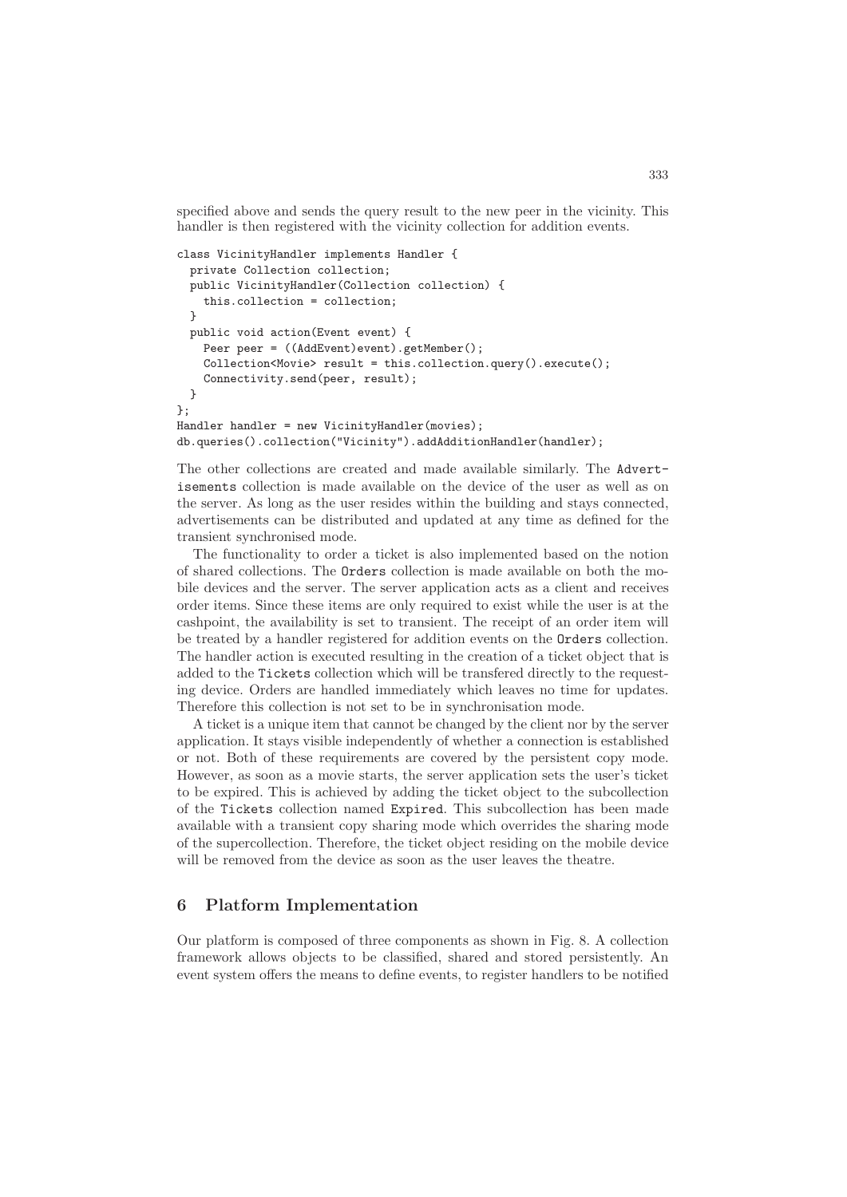specified above and sends the query result to the new peer in the vicinity. This handler is then registered with the vicinity collection for addition events.

```
class VicinityHandler implements Handler {
  private Collection collection;
  public VicinityHandler(Collection collection) {
    this.collection = collection;
  }
  public void action(Event event) {
    Peer peer = ((AddEvent)event).getMember();
    Collection<Movie> result = this.collection.query().execute();
    Connectivity.send(peer, result);
  }
};
Handler handler = new VicinityHandler(movies);
db.queries().collection("Vicinity").addAdditionHandler(handler);
```

The other collections are created and made available similarly. The Advertisements collection is made available on the device of the user as well as on the server. As long as the user resides within the building and stays connected, advertisements can be distributed and updated at any time as defined for the transient synchronised mode.

The functionality to order a ticket is also implemented based on the notion of shared collections. The Orders collection is made available on both the mobile devices and the server. The server application acts as a client and receives order items. Since these items are only required to exist while the user is at the cashpoint, the availability is set to transient. The receipt of an order item will be treated by a handler registered for addition events on the Orders collection. The handler action is executed resulting in the creation of a ticket object that is added to the Tickets collection which will be transfered directly to the requesting device. Orders are handled immediately which leaves no time for updates. Therefore this collection is not set to be in synchronisation mode.

A ticket is a unique item that cannot be changed by the client nor by the server application. It stays visible independently of whether a connection is established or not. Both of these requirements are covered by the persistent copy mode. However, as soon as a movie starts, the server application sets the user's ticket to be expired. This is achieved by adding the ticket object to the subcollection of the Tickets collection named Expired. This subcollection has been made available with a transient copy sharing mode which overrides the sharing mode of the supercollection. Therefore, the ticket object residing on the mobile device will be removed from the device as soon as the user leaves the theatre.

## 6 Platform Implementation

Our platform is composed of three components as shown in Fig. 8. A collection framework allows objects to be classified, shared and stored persistently. An event system offers the means to define events, to register handlers to be notified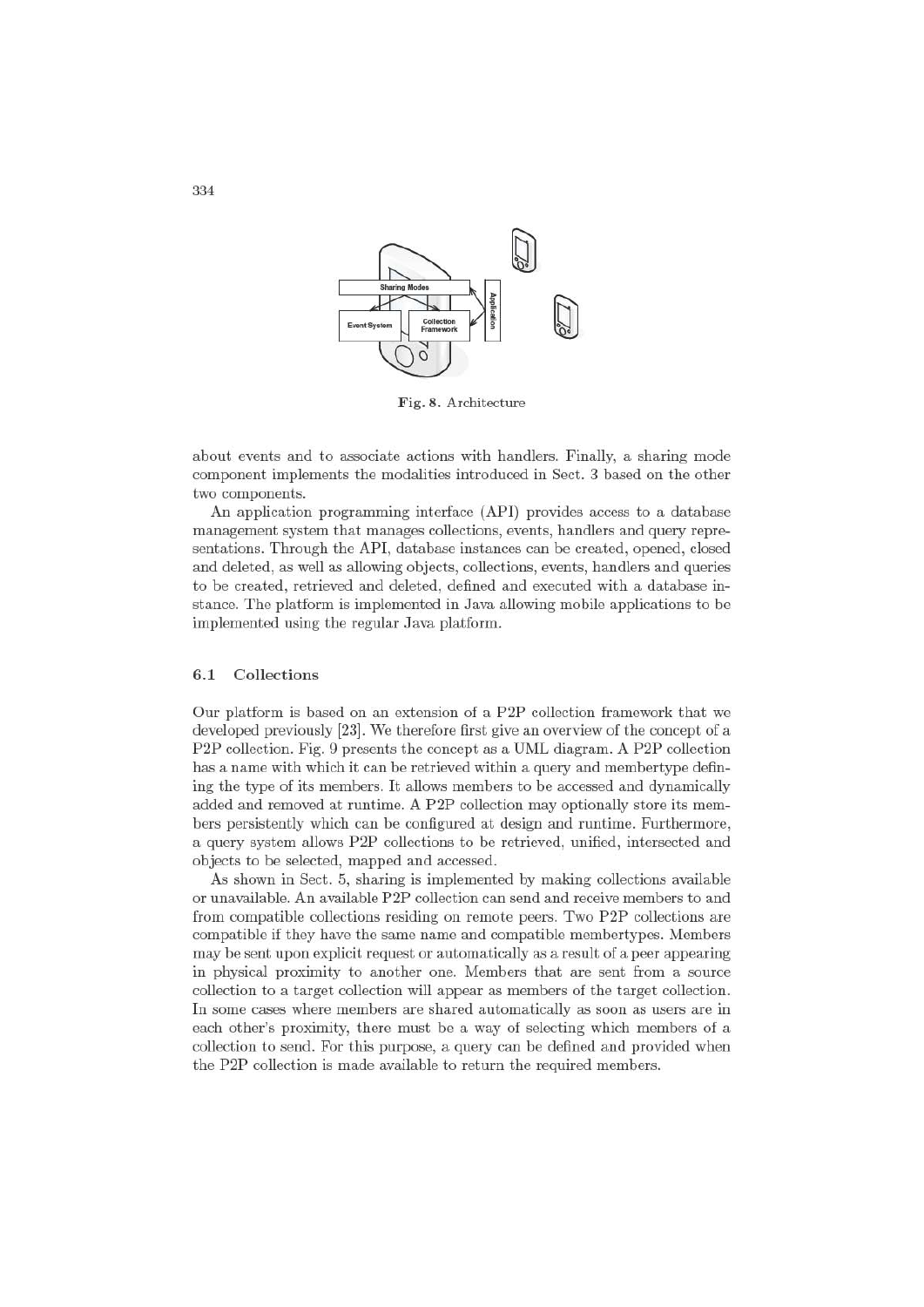Fig. 8. Architecture

about events and to associate actions with handlers. Finally, a sharing mode component implements the modalities introduced in Sect. 3 based on the other two components.

An application programming interface (API) provides access to a database management system that manages collections, events, handlers and query representations. Through the API, database instances can be created, opened, closed and deleted, as well as allowing objects, collections, events, handlers and queries to be created, retrieved and deleted, defined and executed with a database instance. The platform is implemented in Java allowing mobile applications to be implemented using the regular Java platform.

### 6.1 Collections

Our platform is based on an extension of a P2P collection framework that we developed previously [23]. We therefore first give an overview of the concept of a P2P collection. Fig. 9 presents the concept as a UML diagram. A P2P collection has a name with which it can be retrieved within a query and membertype defining the type of its members. It allows members to be accessed and dynamically added and removed at runtime. A P2P collection may optionally store its members persistently which can be configured at design and runtime. Furthermore, a query system allows P2P collections to be retrieved, unified, intersected and objects to be selected, mapped and accessed.

As shown in Sect. 5, sharing is implemented by making collections available or unavailable. An available P2P collection can send and receive members to and from compatible collections residing on remote peers. Two P2P collections are compatible if they have the same name and compatible membertypes. Members may be sent upon explicit request or automatically as a result of a peer appearing in physical proximity to another one. Members that are sent from a source collection to a target collection will appear as members of the target collection. In some cases where members are shared automatically as soon as users are in each other's proximity, there must be a way of selecting which members of a collection to send. For this purpose, a query can be defined and provided when the P2P collection is made available to return the required members.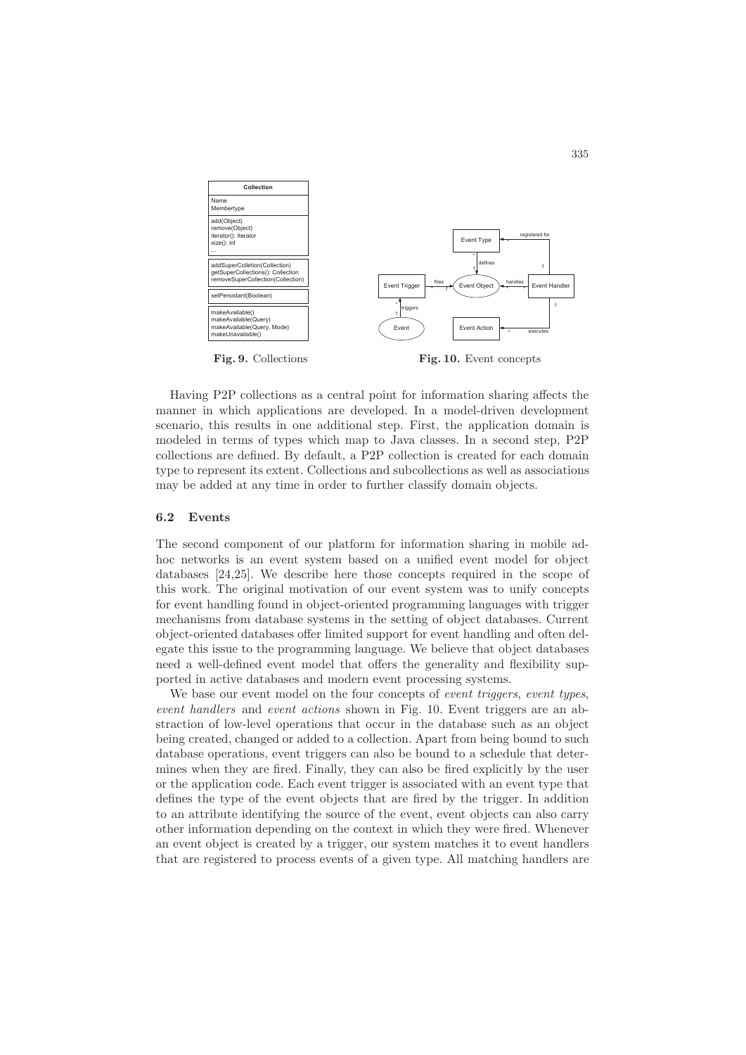**Fig. 9.** Collections

**Fig. 10.** Event concepts

Having P2P collections as a central point for information sharing affects the manner in which applications are developed. In a model-driven development scenario, this results in one additional step. First, the application domain is modeled in terms of types which map to Java classes. In a second step, P2P collections are defined. By default, a P2P collection is created for each domain type to represent its extent. Collections and subcollections as well as associations may be added at any time in order to further classify domain objects.

### 6.2 Events

The second component of our platform for information sharing in mobile adhoc networks is an event system based on a unified event model for object databases [24,25]. We describe here those concepts required in the scope of this work. The original motivation of our event system was to unify concepts for event handling found in object-oriented programming languages with trigger mechanisms from database systems in the setting of object databases. Current object-oriented databases offer limited support for event handling and often delegate this issue to the programming language. We believe that object databases need a well-defined event model that offers the generality and flexibility supported in active databases and modern event processing systems.

We base our event model on the four concepts of *event triggers*, *event types*, *event handlers* and *event actions* shown in Fig. 10. Event triggers are an abstraction of low-level operations that occur in the database such as an object being created, changed or added to a collection. Apart from being bound to such database operations, event triggers can also be bound to a schedule that determines when they are fired. Finally, they can also be fired explicitly by the user or the application code. Each event trigger is associated with an event type that defines the type of the event objects that are fired by the trigger. In addition to an attribute identifying the source of the event, event objects can also carry other information depending on the context in which they were fired. Whenever an event object is created by a trigger, our system matches it to event handlers that are registered to process events of a given type. All matching handlers are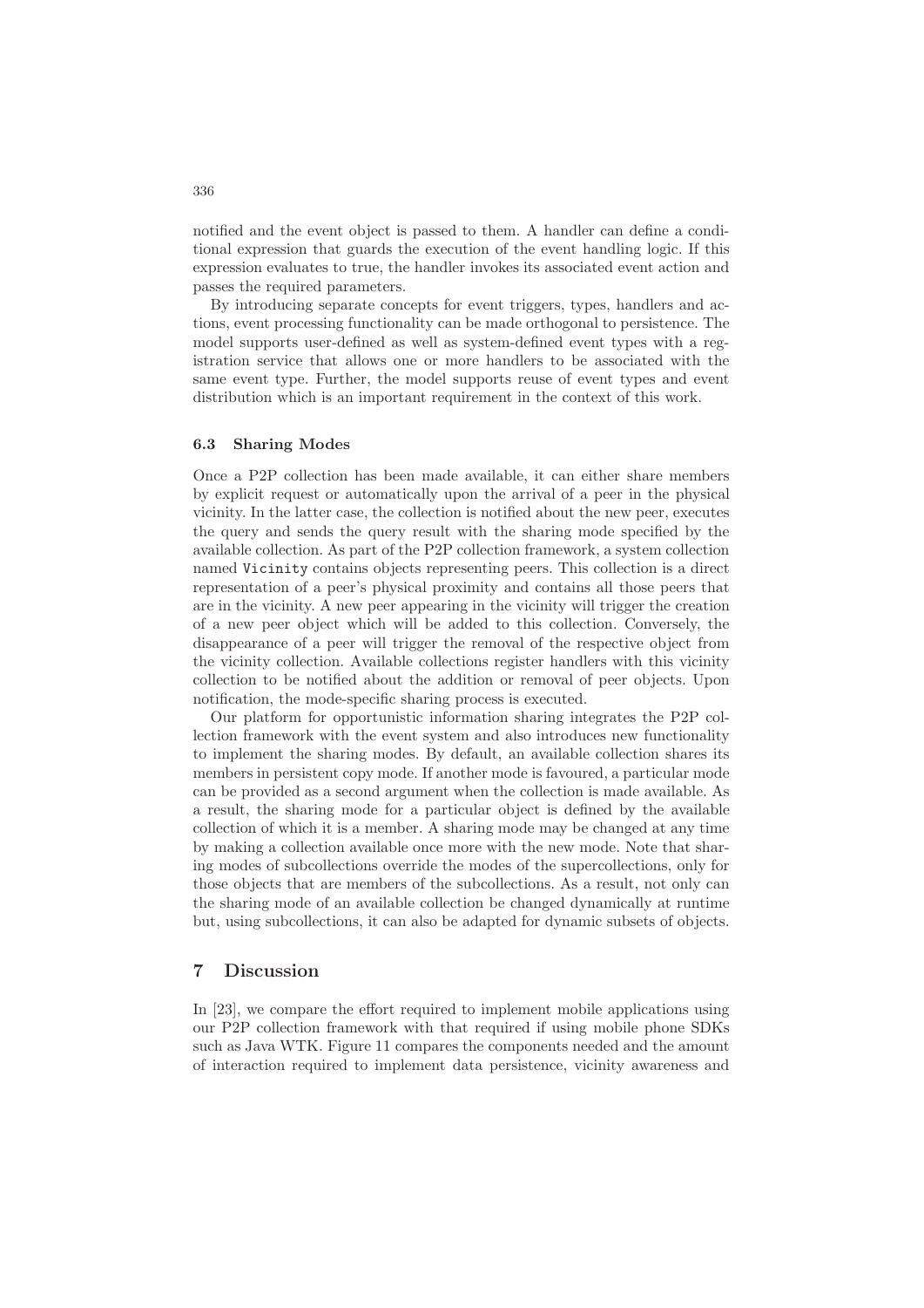notified and the event object is passed to them. A handler can define a conditional expression that guards the execution of the event handling logic. If this expression evaluates to true, the handler invokes its associated event action and passes the required parameters.

By introducing separate concepts for event triggers, types, handlers and actions, event processing functionality can be made orthogonal to persistence. The model supports user-defined as well as system-defined event types with a registration service that allows one or more handlers to be associated with the same event type. Further, the model supports reuse of event types and event distribution which is an important requirement in the context of this work.

### 6.3 Sharing Modes

Once a P2P collection has been made available, it can either share members by explicit request or automatically upon the arrival of a peer in the physical vicinity. In the latter case, the collection is notified about the new peer, executes the query and sends the query result with the sharing mode specified by the available collection. As part of the P2P collection framework, a system collection named `Vicinity` contains objects representing peers. This collection is a direct representation of a peer's physical proximity and contains all those peers that are in the vicinity. A new peer appearing in the vicinity will trigger the creation of a new peer object which will be added to this collection. Conversely, the disappearance of a peer will trigger the removal of the respective object from the vicinity collection. Available collections register handlers with this vicinity collection to be notified about the addition or removal of peer objects. Upon notification, the mode-specific sharing process is executed.

Our platform for opportunistic information sharing integrates the P2P collection framework with the event system and also introduces new functionality to implement the sharing modes. By default, an available collection shares its members in persistent copy mode. If another mode is favoured, a particular mode can be provided as a second argument when the collection is made available. As a result, the sharing mode for a particular object is defined by the available collection of which it is a member. A sharing mode may be changed at any time by making a collection available once more with the new mode. Note that sharing modes of subcollections override the modes of the supercollections, only for those objects that are members of the subcollections. As a result, not only can the sharing mode of an available collection be changed dynamically at runtime but, using subcollections, it can also be adapted for dynamic subsets of objects.

## 7 Discussion

In [23], we compare the effort required to implement mobile applications using our P2P collection framework with that required if using mobile phone SDKs such as Java WTK. Figure 11 compares the components needed and the amount of interaction required to implement data persistence, vicinity awareness and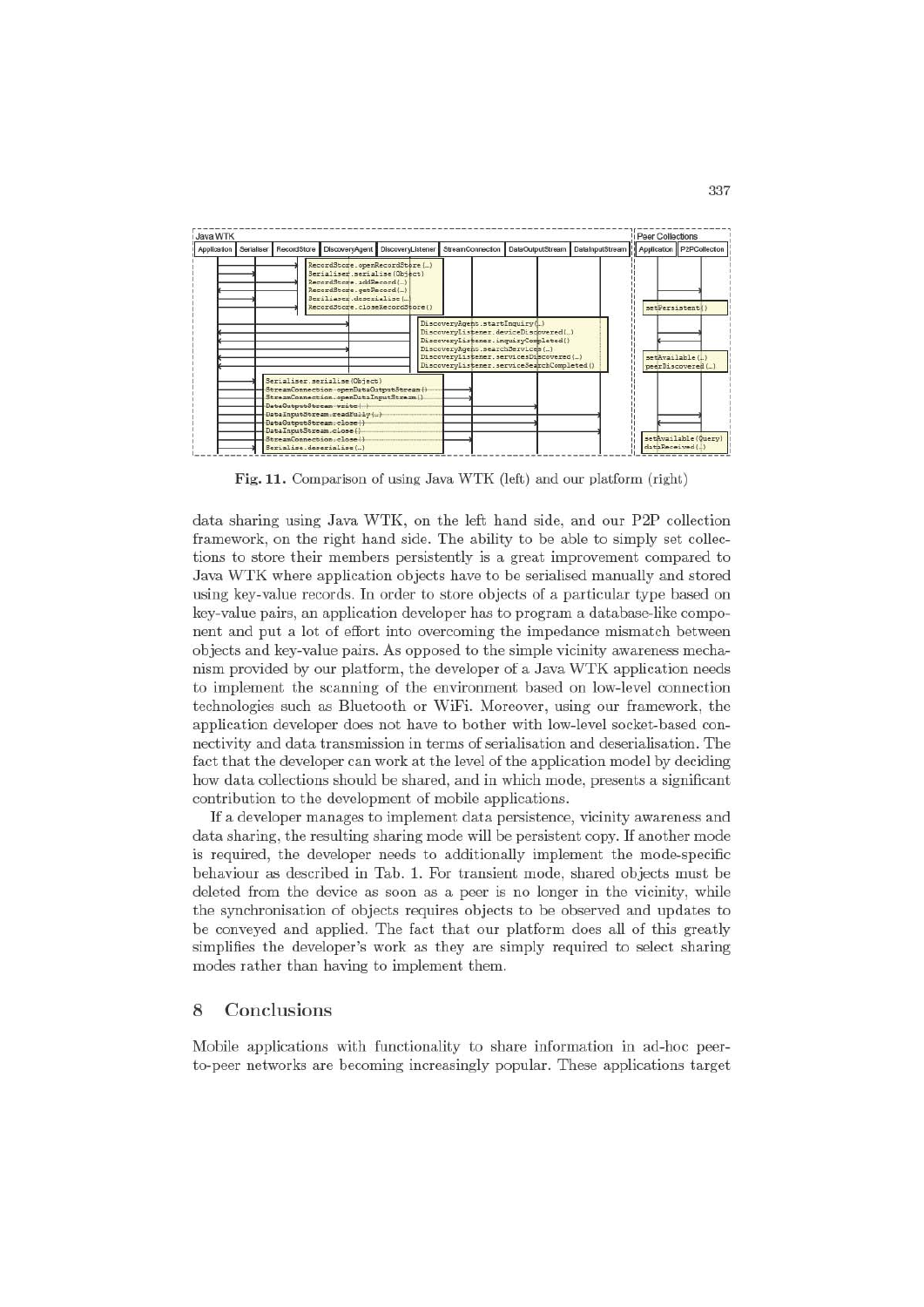Java WTK

Application | Serialiser | RecordStore | DiscoveryAgent | DiscoveryListener | StreamConnection | DataOutputStream | DataInputStream

RecordStore.openRecordStore(…)
Serialiser.serialise(Object)
RecordStore.addRecord(…)
RecordStore.getRecord(…)
Serialiser.deserialise(…)
RecordStore.closeRecordStore()

DiscoveryAgent.startInquiry(…)
DiscoveryListener.deviceDiscovered(…)
DiscoveryListener.inquiryCompleted()
DiscoveryAgent.searchServices(…)
DiscoveryListener.servicesDiscovered(…)
DiscoveryListener.serviceSearchCompleted()

Serialiser.serialise(Object)
StreamConnection.openDataOutputStream()
StreamConnection.openDataInputStream()
DataOutputStream.write(…)
DataInputStream.readFully(…)
DataOutputStream.close()
DataInputStream.close()
StreamConnection.close()
Serialise.deserialise(…)

Peer Collections

Application | P2PCollection

setPersistent()

setAvailable(…)
peerDiscovered(…)

setAvailable(Query)
dataReceived(…)

**Fig. 11.** Comparison of using Java WTK (left) and our platform (right)

data sharing using Java WTK, on the left hand side, and our P2P collection framework, on the right hand side. The ability to be able to simply set collections to store their members persistently is a great improvement compared to Java WTK where application objects have to be serialised manually and stored using key-value records. In order to store objects of a particular type based on key-value pairs, an application developer has to program a database-like component and put a lot of effort into overcoming the impedance mismatch between objects and key-value pairs. As opposed to the simple vicinity awareness mechanism provided by our platform, the developer of a Java WTK application needs to implement the scanning of the environment based on low-level connection technologies such as Bluetooth or WiFi. Moreover, using our framework, the application developer does not have to bother with low-level socket-based connectivity and data transmission in terms of serialisation and deserialisation. The fact that the developer can work at the level of the application model by deciding how data collections should be shared, and in which mode, presents a significant contribution to the development of mobile applications.

If a developer manages to implement data persistence, vicinity awareness and data sharing, the resulting sharing mode will be persistent copy. If another mode is required, the developer needs to additionally implement the mode-specific behaviour as described in Tab. 1. For transient mode, shared objects must be deleted from the device as soon as a peer is no longer in the vicinity, while the synchronisation of objects requires objects to be observed and updates to be conveyed and applied. The fact that our platform does all of this greatly simplifies the developer's work as they are simply required to select sharing modes rather than having to implement them.

## 8 Conclusions

Mobile applications with functionality to share information in ad-hoc peer-to-peer networks are becoming increasingly popular. These applications target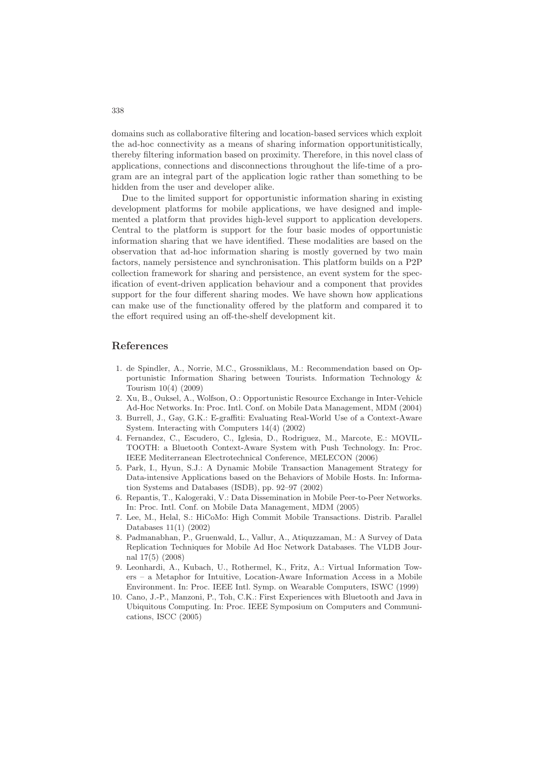domains such as collaborative filtering and location-based services which exploit the ad-hoc connectivity as a means of sharing information opportunitistically, thereby filtering information based on proximity. Therefore, in this novel class of applications, connections and disconnections throughout the life-time of a program are an integral part of the application logic rather than something to be hidden from the user and developer alike.

Due to the limited support for opportunistic information sharing in existing development platforms for mobile applications, we have designed and implemented a platform that provides high-level support to application developers. Central to the platform is support for the four basic modes of opportunistic information sharing that we have identified. These modalities are based on the observation that ad-hoc information sharing is mostly governed by two main factors, namely persistence and synchronisation. This platform builds on a P2P collection framework for sharing and persistence, an event system for the specification of event-driven application behaviour and a component that provides support for the four different sharing modes. We have shown how applications can make use of the functionality offered by the platform and compared it to the effort required using an off-the-shelf development kit.

## References

1. de Spindler, A., Norrie, M.C., Grossniklaus, M.: Recommendation based on Opportunistic Information Sharing between Tourists. Information Technology & Tourism 10(4) (2009)
2. Xu, B., Ouksel, A., Wolfson, O.: Opportunistic Resource Exchange in Inter-Vehicle Ad-Hoc Networks. In: Proc. Intl. Conf. on Mobile Data Management, MDM (2004)
3. Burrell, J., Gay, G.K.: E-graffiti: Evaluating Real-World Use of a Context-Aware System. Interacting with Computers 14(4) (2002)
4. Fernandez, C., Escudero, C., Iglesia, D., Rodriguez, M., Marcote, E.: MOVIL-TOOTH: a Bluetooth Context-Aware System with Push Technology. In: Proc. IEEE Mediterranean Electrotechnical Conference, MELECON (2006)
5. Park, I., Hyun, S.J.: A Dynamic Mobile Transaction Management Strategy for Data-intensive Applications based on the Behaviors of Mobile Hosts. In: Information Systems and Databases (ISDB), pp. 92–97 (2002)
6. Repantis, T., Kalogeraki, V.: Data Dissemination in Mobile Peer-to-Peer Networks. In: Proc. Intl. Conf. on Mobile Data Management, MDM (2005)
7. Lee, M., Helal, S.: HiCoMo: High Commit Mobile Transactions. Distrib. Parallel Databases 11(1) (2002)
8. Padmanabhan, P., Gruenwald, L., Vallur, A., Atiquzzaman, M.: A Survey of Data Replication Techniques for Mobile Ad Hoc Network Databases. The VLDB Journal 17(5) (2008)
9. Leonhardi, A., Kubach, U., Rothermel, K., Fritz, A.: Virtual Information Towers – a Metaphor for Intuitive, Location-Aware Information Access in a Mobile Environment. In: Proc. IEEE Intl. Symp. on Wearable Computers, ISWC (1999)
10. Cano, J.-P., Manzoni, P., Toh, C.K.: First Experiences with Bluetooth and Java in Ubiquitous Computing. In: Proc. IEEE Symposium on Computers and Communications, ISCC (2005)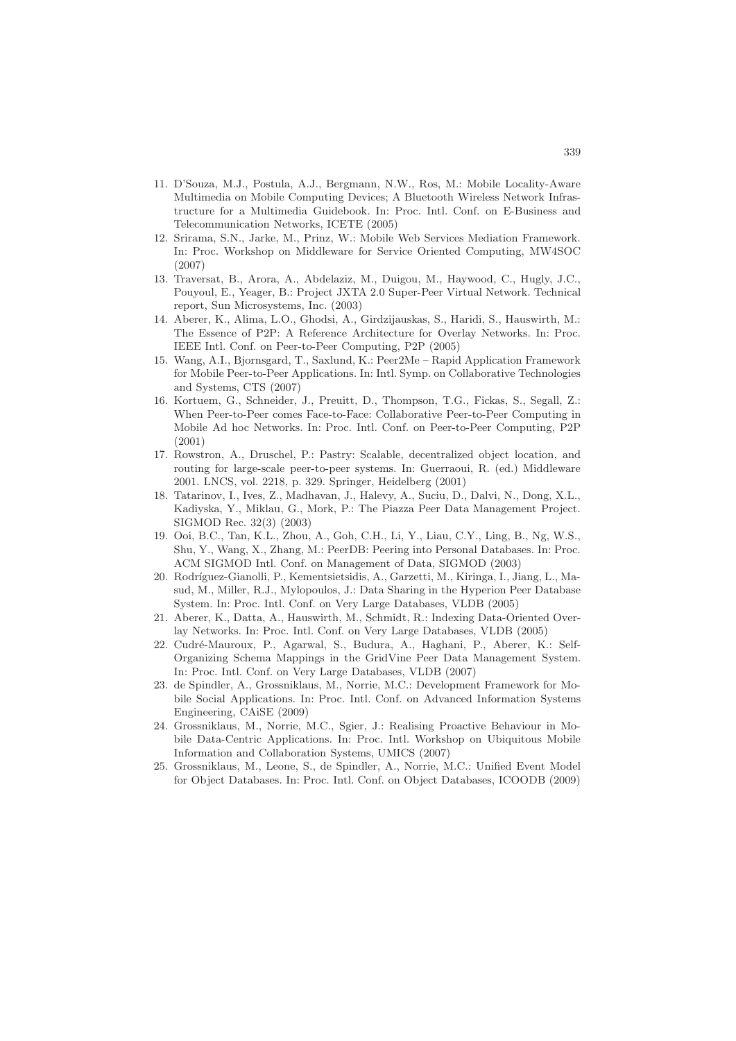11. D'Souza, M.J., Postula, A.J., Bergmann, N.W., Ros, M.: Mobile Locality-Aware Multimedia on Mobile Computing Devices; A Bluetooth Wireless Network Infrastructure for a Multimedia Guidebook. In: Proc. Intl. Conf. on E-Business and Telecommunication Networks, ICETE (2005)
12. Srirama, S.N., Jarke, M., Prinz, W.: Mobile Web Services Mediation Framework. In: Proc. Workshop on Middleware for Service Oriented Computing, MW4SOC (2007)
13. Traversat, B., Arora, A., Abdelaziz, M., Duigou, M., Haywood, C., Hugly, J.C., Pouyoul, E., Yeager, B.: Project JXTA 2.0 Super-Peer Virtual Network. Technical report, Sun Microsystems, Inc. (2003)
14. Aberer, K., Alima, L.O., Ghodsi, A., Girdzijauskas, S., Haridi, S., Hauswirth, M.: The Essence of P2P: A Reference Architecture for Overlay Networks. In: Proc. IEEE Intl. Conf. on Peer-to-Peer Computing, P2P (2005)
15. Wang, A.I., Bjornsgard, T., Saxlund, K.: Peer2Me – Rapid Application Framework for Mobile Peer-to-Peer Applications. In: Intl. Symp. on Collaborative Technologies and Systems, CTS (2007)
16. Kortuem, G., Schneider, J., Preuitt, D., Thompson, T.G., Fickas, S., Segall, Z.: When Peer-to-Peer comes Face-to-Face: Collaborative Peer-to-Peer Computing in Mobile Ad hoc Networks. In: Proc. Intl. Conf. on Peer-to-Peer Computing, P2P (2001)
17. Rowstron, A., Druschel, P.: Pastry: Scalable, decentralized object location, and routing for large-scale peer-to-peer systems. In: Guerraoui, R. (ed.) Middleware 2001. LNCS, vol. 2218, p. 329. Springer, Heidelberg (2001)
18. Tatarinov, I., Ives, Z., Madhavan, J., Halevy, A., Suciu, D., Dalvi, N., Dong, X.L., Kadiyska, Y., Miklau, G., Mork, P.: The Piazza Peer Data Management Project. SIGMOD Rec. 32(3) (2003)
19. Ooi, B.C., Tan, K.L., Zhou, A., Goh, C.H., Li, Y., Liau, C.Y., Ling, B., Ng, W.S., Shu, Y., Wang, X., Zhang, M.: PeerDB: Peering into Personal Databases. In: Proc. ACM SIGMOD Intl. Conf. on Management of Data, SIGMOD (2003)
20. Rodríguez-Gianolli, P., Kementsietsidis, A., Garzetti, M., Kiringa, I., Jiang, L., Masud, M., Miller, R.J., Mylopoulos, J.: Data Sharing in the Hyperion Peer Database System. In: Proc. Intl. Conf. on Very Large Databases, VLDB (2005)
21. Aberer, K., Datta, A., Hauswirth, M., Schmidt, R.: Indexing Data-Oriented Overlay Networks. In: Proc. Intl. Conf. on Very Large Databases, VLDB (2005)
22. Cudré-Mauroux, P., Agarwal, S., Budura, A., Haghani, P., Aberer, K.: Self-Organizing Schema Mappings in the GridVine Peer Data Management System. In: Proc. Intl. Conf. on Very Large Databases, VLDB (2007)
23. de Spindler, A., Grossniklaus, M., Norrie, M.C.: Development Framework for Mobile Social Applications. In: Proc. Intl. Conf. on Advanced Information Systems Engineering, CAiSE (2009)
24. Grossniklaus, M., Norrie, M.C., Sgier, J.: Realising Proactive Behaviour in Mobile Data-Centric Applications. In: Proc. Intl. Workshop on Ubiquitous Mobile Information and Collaboration Systems, UMICS (2007)
25. Grossniklaus, M., Leone, S., de Spindler, A., Norrie, M.C.: Unified Event Model for Object Databases. In: Proc. Intl. Conf. on Object Databases, ICOODB (2009)